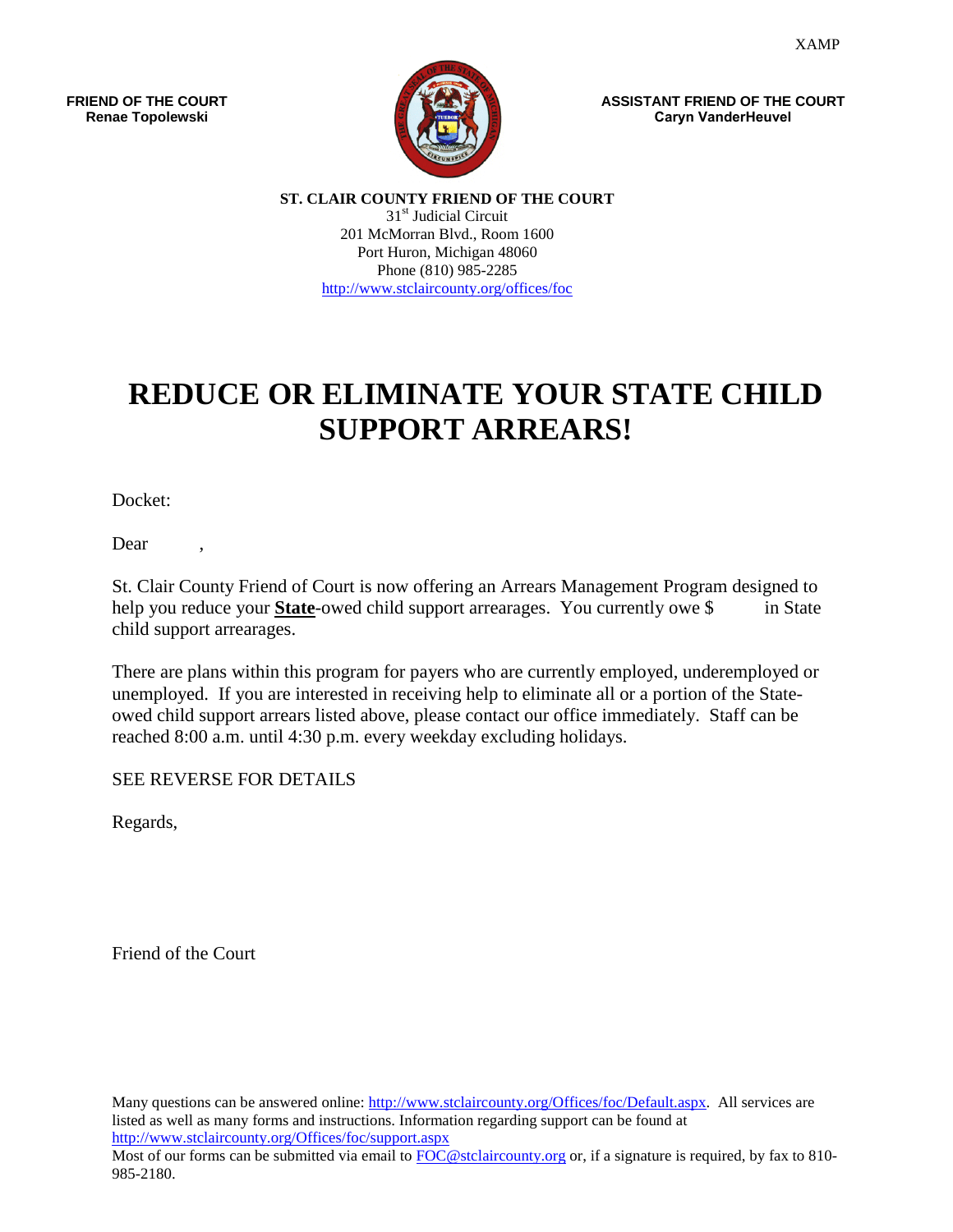XAMP

**FRIEND OF THE COURT**
**Renae Topolewski**

**ASSISTANT FRIEND OF THE COURT**
**Caryn VanderHeuvel**

**ST. CLAIR COUNTY FRIEND OF THE COURT**
31st Judicial Circuit
201 McMorran Blvd., Room 1600
Port Huron, Michigan 48060
Phone (810) 985-2285
http://www.stclaircounty.org/offices/foc

# REDUCE OR ELIMINATE YOUR STATE CHILD SUPPORT ARREARS!

Docket:

Dear ,

St. Clair County Friend of Court is now offering an Arrears Management Program designed to help you reduce your **State**-owed child support arrearages. You currently owe $ in State child support arrearages.

There are plans within this program for payers who are currently employed, underemployed or unemployed. If you are interested in receiving help to eliminate all or a portion of the State-owed child support arrears listed above, please contact our office immediately. Staff can be reached 8:00 a.m. until 4:30 p.m. every weekday excluding holidays.

SEE REVERSE FOR DETAILS

Regards,

Friend of the Court

Many questions can be answered online: http://www.stclaircounty.org/Offices/foc/Default.aspx. All services are listed as well as many forms and instructions. Information regarding support can be found at http://www.stclaircounty.org/Offices/foc/support.aspx
Most of our forms can be submitted via email to FOC@stclaircounty.org or, if a signature is required, by fax to 810-985-2180.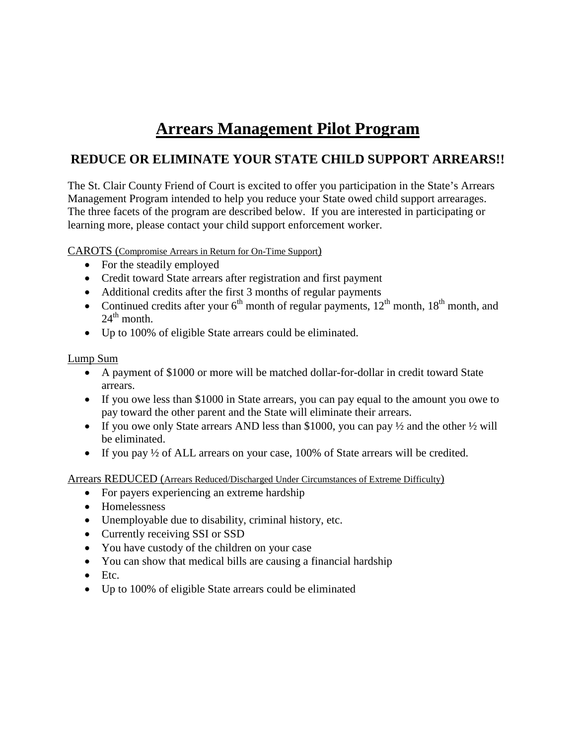# Arrears Management Pilot Program

## REDUCE OR ELIMINATE YOUR STATE CHILD SUPPORT ARREARS!!

The St. Clair County Friend of Court is excited to offer you participation in the State's Arrears Management Program intended to help you reduce your State owed child support arrearages. The three facets of the program are described below. If you are interested in participating or learning more, please contact your child support enforcement worker.

CAROTS (Compromise Arrears in Return for On-Time Support)

- For the steadily employed
- Credit toward State arrears after registration and first payment
- Additional credits after the first 3 months of regular payments
- Continued credits after your 6th month of regular payments, 12th month, 18th month, and 24th month.
- Up to 100% of eligible State arrears could be eliminated.

Lump Sum

- A payment of $1000 or more will be matched dollar-for-dollar in credit toward State arrears.
- If you owe less than $1000 in State arrears, you can pay equal to the amount you owe to pay toward the other parent and the State will eliminate their arrears.
- If you owe only State arrears AND less than $1000, you can pay ½ and the other ½ will be eliminated.
- If you pay ½ of ALL arrears on your case, 100% of State arrears will be credited.

Arrears REDUCED (Arrears Reduced/Discharged Under Circumstances of Extreme Difficulty)

- For payers experiencing an extreme hardship
- Homelessness
- Unemployable due to disability, criminal history, etc.
- Currently receiving SSI or SSD
- You have custody of the children on your case
- You can show that medical bills are causing a financial hardship
- Etc.
- Up to 100% of eligible State arrears could be eliminated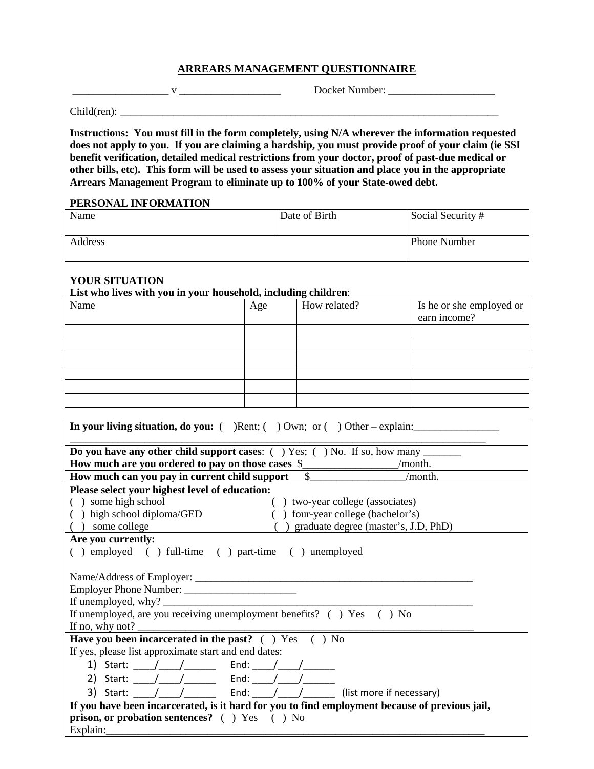# ARREARS MANAGEMENT QUESTIONNAIRE

__________________ v ___________________ Docket Number: ____________________

Child(ren): ___________________________________________________________________________

**Instructions: You must fill in the form completely, using N/A wherever the information requested does not apply to you. If you are claiming a hardship, you must provide proof of your claim (ie SSI benefit verification, detailed medical restrictions from your doctor, proof of past-due medical or other bills, etc). This form will be used to assess your situation and place you in the appropriate Arrears Management Program to eliminate up to 100% of your State-owed debt.**

**PERSONAL INFORMATION**

| Name | Date of Birth | Social Security # |
|---|---|---|
| Address | | Phone Number |

**YOUR SITUATION**

**List who lives with you in your household, including children**:

| Name | Age | How related? | Is he or she employed or earn income? |
|---|---|---|---|
| | | | |
| | | | |
| | | | |
| | | | |
| | | | |
| | | | |

**In your living situation, do you:** ( )Rent; ( ) Own; or ( ) Other – explain:________________
_____________________________________________________________________________

**Do you have any other child support cases**: ( ) Yes; ( ) No. If so, how many _______
**How much are you ordered to pay on those cases** $_________________/month.

**How much can you pay in current child support** $_________________/month.

**Please select your highest level of education:**
( ) some high school
( ) high school diploma/GED
( ) some college
( ) two-year college (associates)
( ) four-year college (bachelor's)
( ) graduate degree (master's, J.D, PhD)

**Are you currently:**
( ) employed ( ) full-time ( ) part-time ( ) unemployed

Name/Address of Employer: _____________________________________________________
Employer Phone Number: _____________________
If unemployed, why? ______________________________________________________________
If unemployed, are you receiving unemployment benefits? ( ) Yes ( ) No
If no, why not? __________________________________________________________________

**Have you been incarcerated in the past?** ( ) Yes ( ) No
If yes, please list approximate start and end dates:

1) Start: ____/____/______ End: ____/____/______
2) Start: ____/____/______ End: ____/____/______
3) Start: ____/____/______ End: ____/____/______ (list more if necessary)

**If you have been incarcerated, is it hard for you to find employment because of previous jail, prison, or probation sentences?** ( ) Yes ( ) No
Explain:_________________________________________________________________________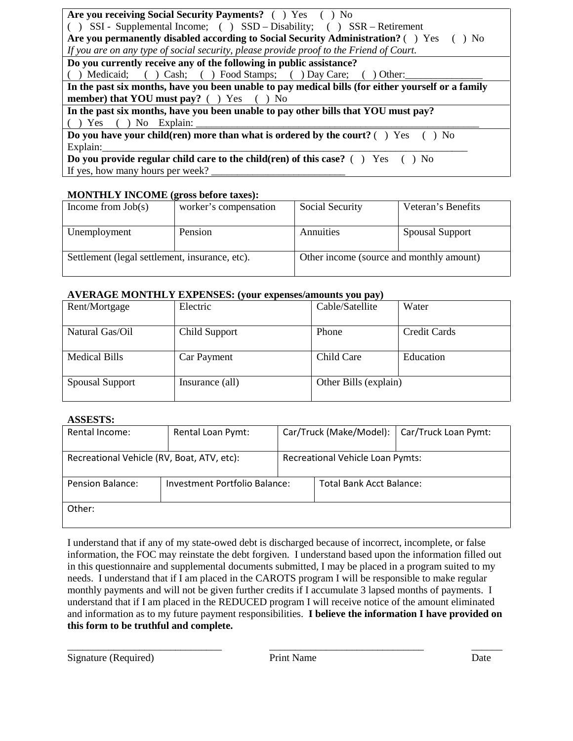| **Are you receiving Social Security Payments?** ( ) Yes ( ) No |
|---|
| ( ) SSI - Supplemental Income; ( ) SSD – Disability; ( ) SSR – Retirement |
| **Are you permanently disabled according to Social Security Administration?** ( ) Yes ( ) No |
| *If you are on any type of social security, please provide proof to the Friend of Court.* |
| **Do you currently receive any of the following in public assistance?** |
| ( ) Medicaid; ( ) Cash; ( ) Food Stamps; ( ) Day Care; ( ) Other:_______________ |
| **In the past six months, have you been unable to pay medical bills (for either yourself or a family member) that YOU must pay?** ( ) Yes ( ) No |
| **In the past six months, have you been unable to pay other bills that YOU must pay?** |
| ( ) Yes ( ) No Explain: ___________________________________________________________ |
| **Do you have your child(ren) more than what is ordered by the court?** ( ) Yes ( ) No |
| Explain:_________________________________________________________________________ |
| **Do you provide regular child care to the child(ren) of this case?** ( ) Yes ( ) No |
| If yes, how many hours per week? __________________________ |

**MONTHLY INCOME (gross before taxes):**

| Income from Job(s) | worker's compensation | Social Security | Veteran's Benefits |
|---|---|---|---|
| Unemployment | Pension | Annuities | Spousal Support |
| Settlement (legal settlement, insurance, etc). | | Other income (source and monthly amount) | |

**AVERAGE MONTHLY EXPENSES: (your expenses/amounts you pay)**

| Rent/Mortgage | Electric | Cable/Satellite | Water |
|---|---|---|---|
| Natural Gas/Oil | Child Support | Phone | Credit Cards |
| Medical Bills | Car Payment | Child Care | Education |
| Spousal Support | Insurance (all) | Other Bills (explain) | |

**ASSESTS:**

| Rental Income: | Rental Loan Pymt: | Car/Truck (Make/Model): | Car/Truck Loan Pymt: |
|---|---|---|---|
| Recreational Vehicle (RV, Boat, ATV, etc): | | Recreational Vehicle Loan Pymts: | |
| Pension Balance: | Investment Portfolio Balance: | Total Bank Acct Balance: | |
| Other: | | | |

I understand that if any of my state-owed debt is discharged because of incorrect, incomplete, or false information, the FOC may reinstate the debt forgiven. I understand based upon the information filled out in this questionnaire and supplemental documents submitted, I may be placed in a program suited to my needs. I understand that if I am placed in the CAROTS program I will be responsible to make regular monthly payments and will not be given further credits if I accumulate 3 lapsed months of payments. I understand that if I am placed in the REDUCED program I will receive notice of the amount eliminated and information as to my future payment responsibilities. **I believe the information I have provided on this form to be truthful and complete.**

______________________________ ______________________________ ______

Signature (Required) Print Name Date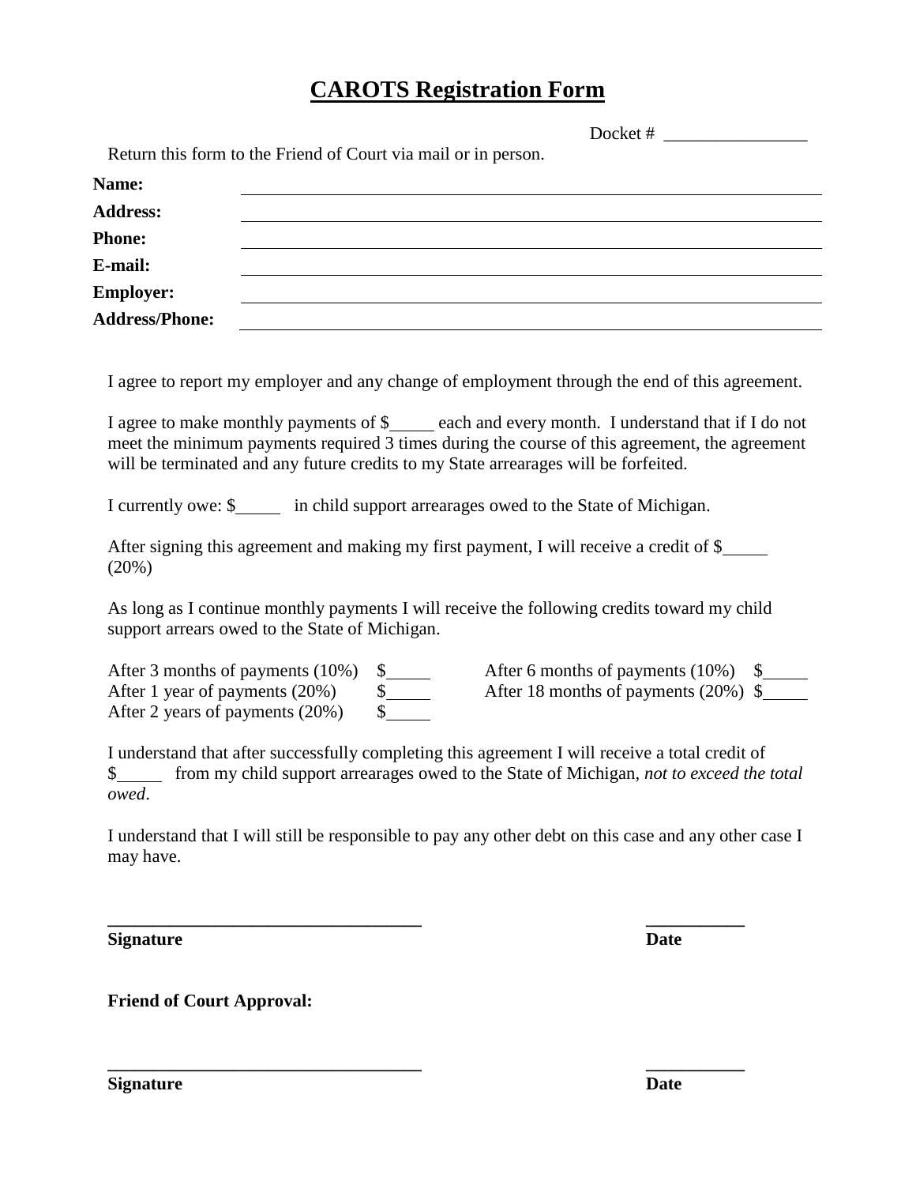# CAROTS Registration Form

Docket # ________________

Return this form to the Friend of Court via mail or in person.

**Name:** ______________________________

**Address:** ______________________________

**Phone:** ______________________________

**E-mail:** ______________________________

**Employer:** ______________________________

**Address/Phone:** ______________________________

I agree to report my employer and any change of employment through the end of this agreement.

I agree to make monthly payments of $_____ each and every month. I understand that if I do not meet the minimum payments required 3 times during the course of this agreement, the agreement will be terminated and any future credits to my State arrearages will be forfeited.

I currently owe: $_____ in child support arrearages owed to the State of Michigan.

After signing this agreement and making my first payment, I will receive a credit of $_____ (20%)

As long as I continue monthly payments I will receive the following credits toward my child support arrears owed to the State of Michigan.

After 3 months of payments (10%) $_____

After 6 months of payments (10%) $_____

After 1 year of payments (20%) $_____

After 18 months of payments (20%) $_____

After 2 years of payments (20%) $_____

I understand that after successfully completing this agreement I will receive a total credit of $_____ from my child support arrearages owed to the State of Michigan, *not to exceed the total owed*.

I understand that I will still be responsible to pay any other debt on this case and any other case I may have.

______________________________ ___________

**Signature** **Date**

**Friend of Court Approval:**

______________________________ ___________

**Signature** **Date**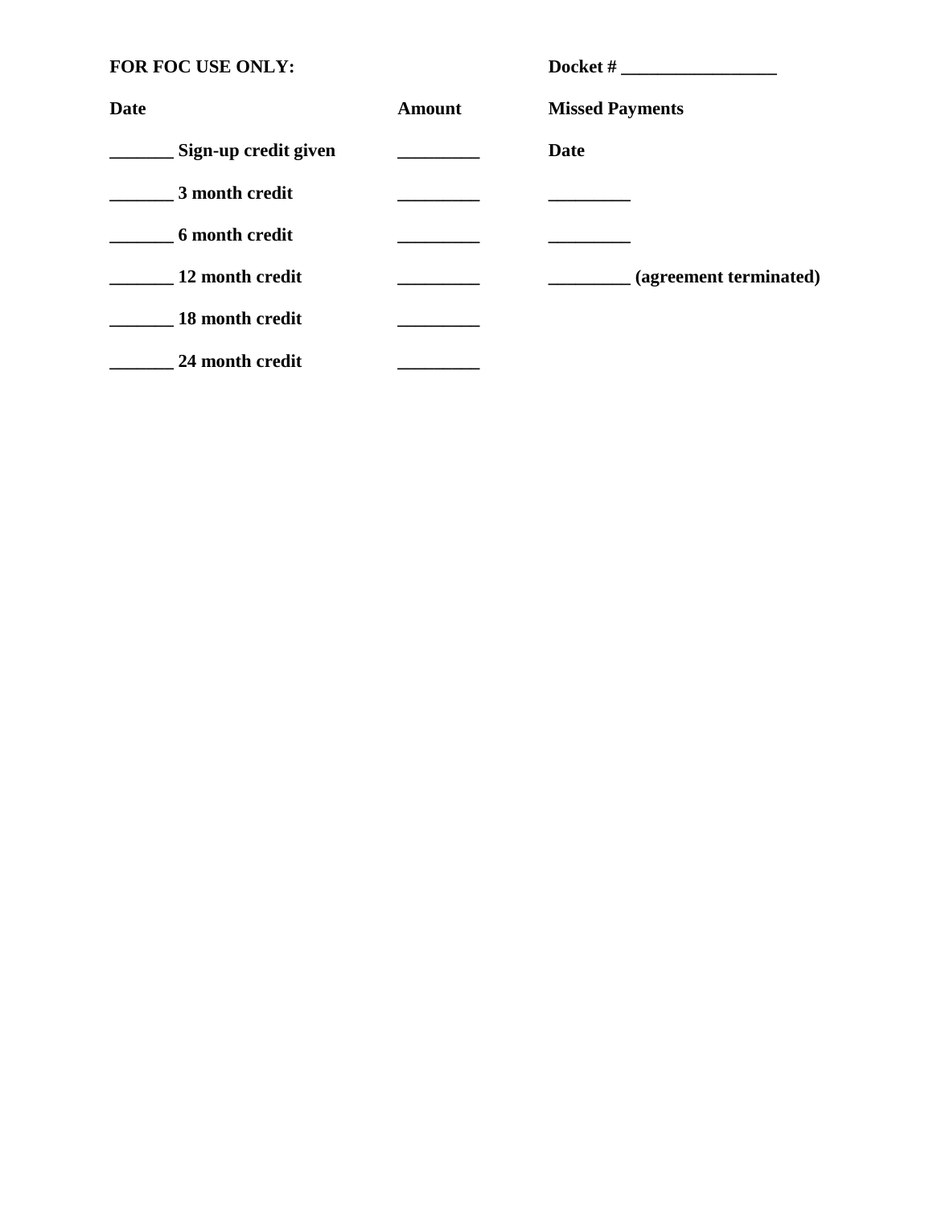**FOR FOC USE ONLY:** **Docket # _________________**

| **Date** | **Amount** | **Missed Payments** |
|---|---|---|
| _______ **Sign-up credit given** | _________ | **Date** |
| _______ **3 month credit** | _________ | _________ |
| _______ **6 month credit** | _________ | _________ |
| _______ **12 month credit** | _________ | _________ **(agreement terminated)** |
| _______ **18 month credit** | _________ | |
| _______ **24 month credit** | _________ | |